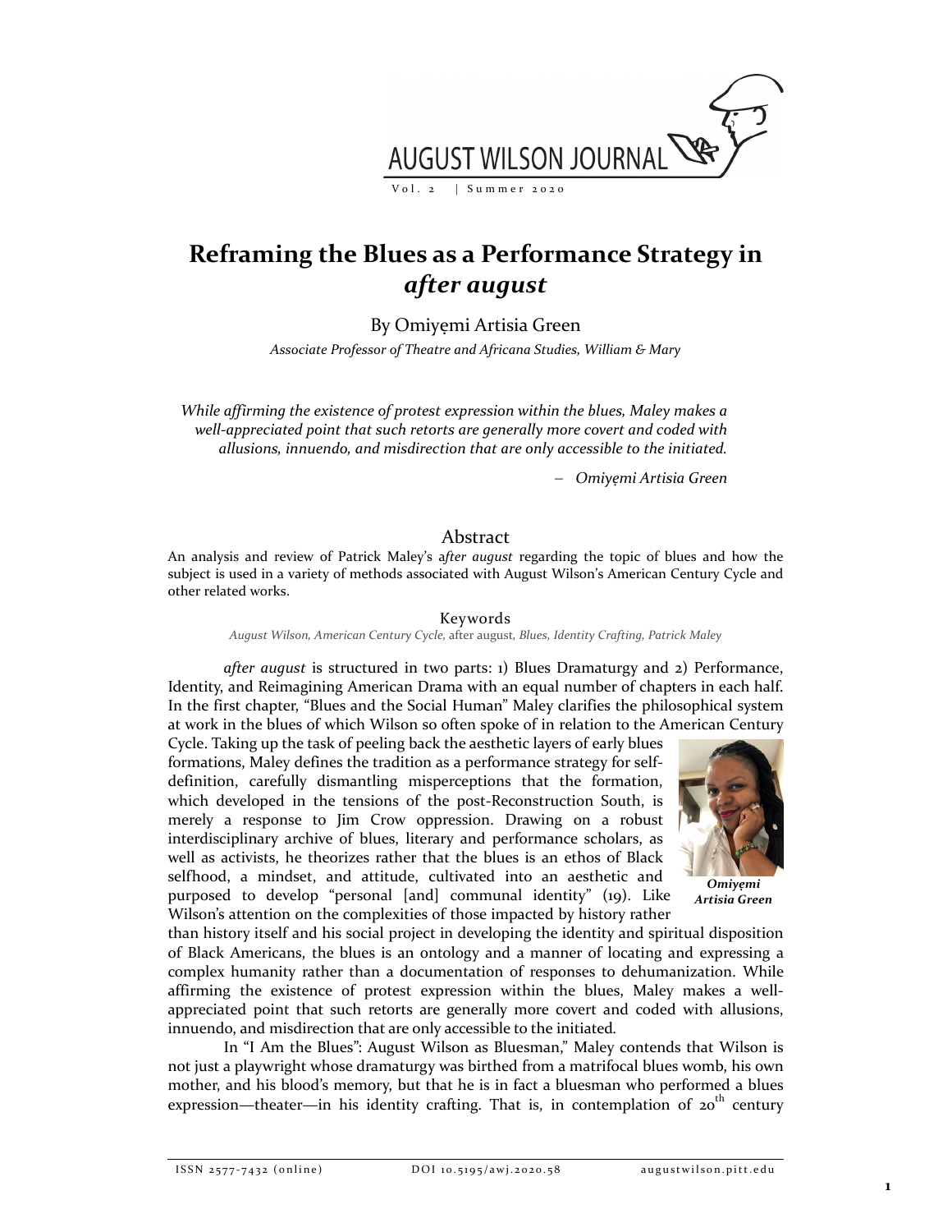# Reframing the Blues as a Performance Strategy in *after august*

By Omiyẹmi Artisia Green

*Associate Professor of Theatre and Africana Studies, William & Mary*

> *While affirming the existence of protest expression within the blues, Maley makes a well-appreciated point that such retorts are generally more covert and coded with allusions, innuendo, and misdirection that are only accessible to the initiated.*
>
> – *Omiyẹmi Artisia Green*

## Abstract

An analysis and review of Patrick Maley's a*fter august* regarding the topic of blues and how the subject is used in a variety of methods associated with August Wilson's American Century Cycle and other related works.

### Keywords

*August Wilson, American Century Cycle,* after august*, Blues, Identity Crafting, Patrick Maley*

*after august* is structured in two parts: 1) Blues Dramaturgy and 2) Performance, Identity, and Reimagining American Drama with an equal number of chapters in each half. In the first chapter, "Blues and the Social Human" Maley clarifies the philosophical system at work in the blues of which Wilson so often spoke of in relation to the American Century Cycle. Taking up the task of peeling back the aesthetic layers of early blues formations, Maley defines the tradition as a performance strategy for self-definition, carefully dismantling misperceptions that the formation, which developed in the tensions of the post-Reconstruction South, is merely a response to Jim Crow oppression. Drawing on a robust interdisciplinary archive of blues, literary and performance scholars, as well as activists, he theorizes rather that the blues is an ethos of Black selfhood, a mindset, and attitude, cultivated into an aesthetic and purposed to develop "personal [and] communal identity" (19). Like Wilson's attention on the complexities of those impacted by history rather than history itself and his social project in developing the identity and spiritual disposition of Black Americans, the blues is an ontology and a manner of locating and expressing a complex humanity rather than a documentation of responses to dehumanization. While affirming the existence of protest expression within the blues, Maley makes a well-appreciated point that such retorts are generally more covert and coded with allusions, innuendo, and misdirection that are only accessible to the initiated.

***Omiyẹmi Artisia Green***

In "I Am the Blues": August Wilson as Bluesman," Maley contends that Wilson is not just a playwright whose dramaturgy was birthed from a matrifocal blues womb, his own mother, and his blood's memory, but that he is in fact a bluesman who performed a blues expression—theater—in his identity crafting. That is, in contemplation of 20th century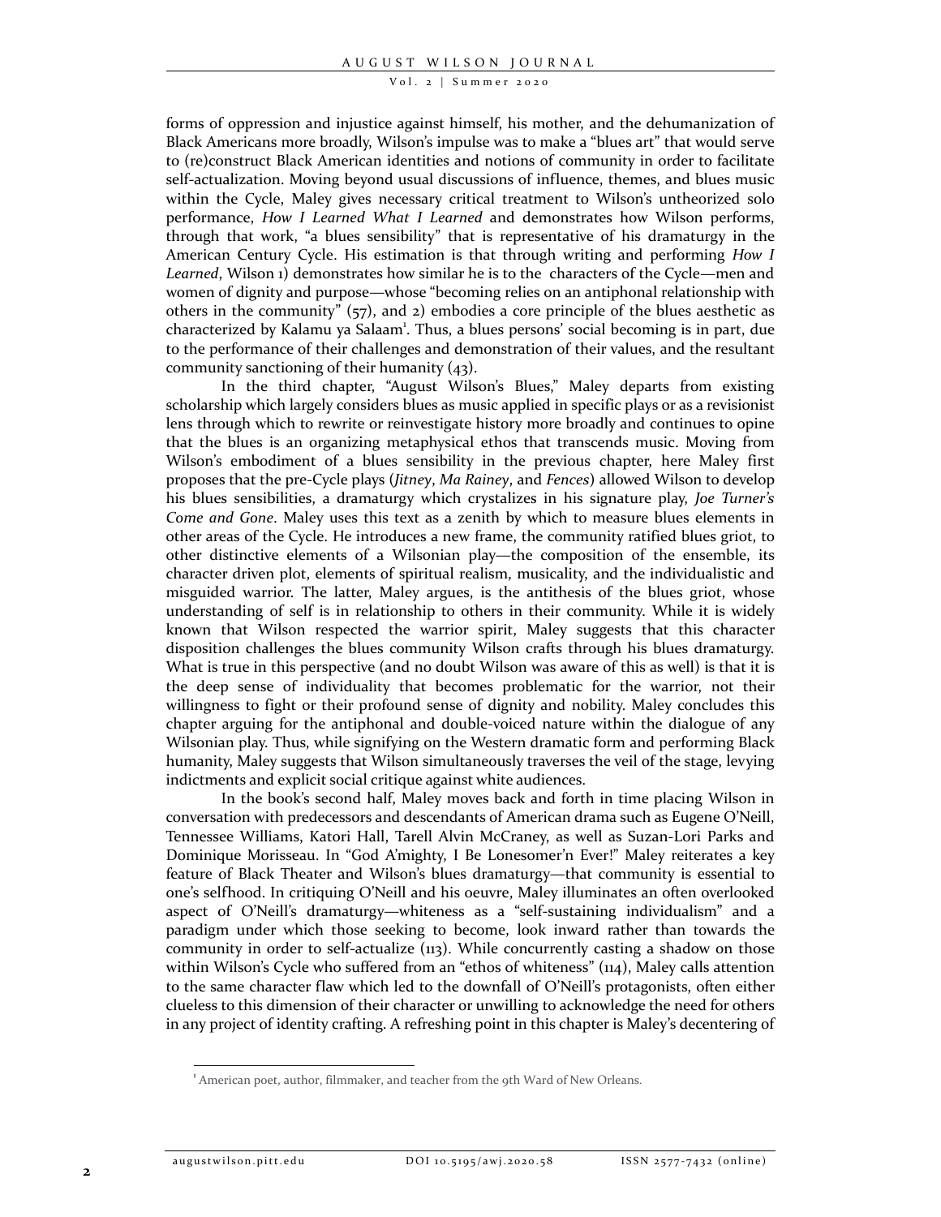forms of oppression and injustice against himself, his mother, and the dehumanization of Black Americans more broadly, Wilson's impulse was to make a "blues art" that would serve to (re)construct Black American identities and notions of community in order to facilitate self-actualization. Moving beyond usual discussions of influence, themes, and blues music within the Cycle, Maley gives necessary critical treatment to Wilson's untheorized solo performance, *How I Learned What I Learned* and demonstrates how Wilson performs, through that work, "a blues sensibility" that is representative of his dramaturgy in the American Century Cycle. His estimation is that through writing and performing *How I Learned*, Wilson 1) demonstrates how similar he is to the characters of the Cycle—men and women of dignity and purpose—whose "becoming relies on an antiphonal relationship with others in the community" (57), and 2) embodies a core principle of the blues aesthetic as characterized by Kalamu ya Salaam[1]. Thus, a blues persons' social becoming is in part, due to the performance of their challenges and demonstration of their values, and the resultant community sanctioning of their humanity (43).

In the third chapter, "August Wilson's Blues," Maley departs from existing scholarship which largely considers blues as music applied in specific plays or as a revisionist lens through which to rewrite or reinvestigate history more broadly and continues to opine that the blues is an organizing metaphysical ethos that transcends music. Moving from Wilson's embodiment of a blues sensibility in the previous chapter, here Maley first proposes that the pre-Cycle plays (*Jitney*, *Ma Rainey*, and *Fences*) allowed Wilson to develop his blues sensibilities, a dramaturgy which crystalizes in his signature play, *Joe Turner's Come and Gone*. Maley uses this text as a zenith by which to measure blues elements in other areas of the Cycle. He introduces a new frame, the community ratified blues griot, to other distinctive elements of a Wilsonian play—the composition of the ensemble, its character driven plot, elements of spiritual realism, musicality, and the individualistic and misguided warrior. The latter, Maley argues, is the antithesis of the blues griot, whose understanding of self is in relationship to others in their community. While it is widely known that Wilson respected the warrior spirit, Maley suggests that this character disposition challenges the blues community Wilson crafts through his blues dramaturgy. What is true in this perspective (and no doubt Wilson was aware of this as well) is that it is the deep sense of individuality that becomes problematic for the warrior, not their willingness to fight or their profound sense of dignity and nobility. Maley concludes this chapter arguing for the antiphonal and double-voiced nature within the dialogue of any Wilsonian play. Thus, while signifying on the Western dramatic form and performing Black humanity, Maley suggests that Wilson simultaneously traverses the veil of the stage, levying indictments and explicit social critique against white audiences.

In the book's second half, Maley moves back and forth in time placing Wilson in conversation with predecessors and descendants of American drama such as Eugene O'Neill, Tennessee Williams, Katori Hall, Tarell Alvin McCraney, as well as Suzan-Lori Parks and Dominique Morisseau. In "God A'mighty, I Be Lonesomer'n Ever!" Maley reiterates a key feature of Black Theater and Wilson's blues dramaturgy—that community is essential to one's selfhood. In critiquing O'Neill and his oeuvre, Maley illuminates an often overlooked aspect of O'Neill's dramaturgy—whiteness as a "self-sustaining individualism" and a paradigm under which those seeking to become, look inward rather than towards the community in order to self-actualize (113). While concurrently casting a shadow on those within Wilson's Cycle who suffered from an "ethos of whiteness" (114), Maley calls attention to the same character flaw which led to the downfall of O'Neill's protagonists, often either clueless to this dimension of their character or unwilling to acknowledge the need for others in any project of identity crafting. A refreshing point in this chapter is Maley's decentering of

[1] American poet, author, filmmaker, and teacher from the 9th Ward of New Orleans.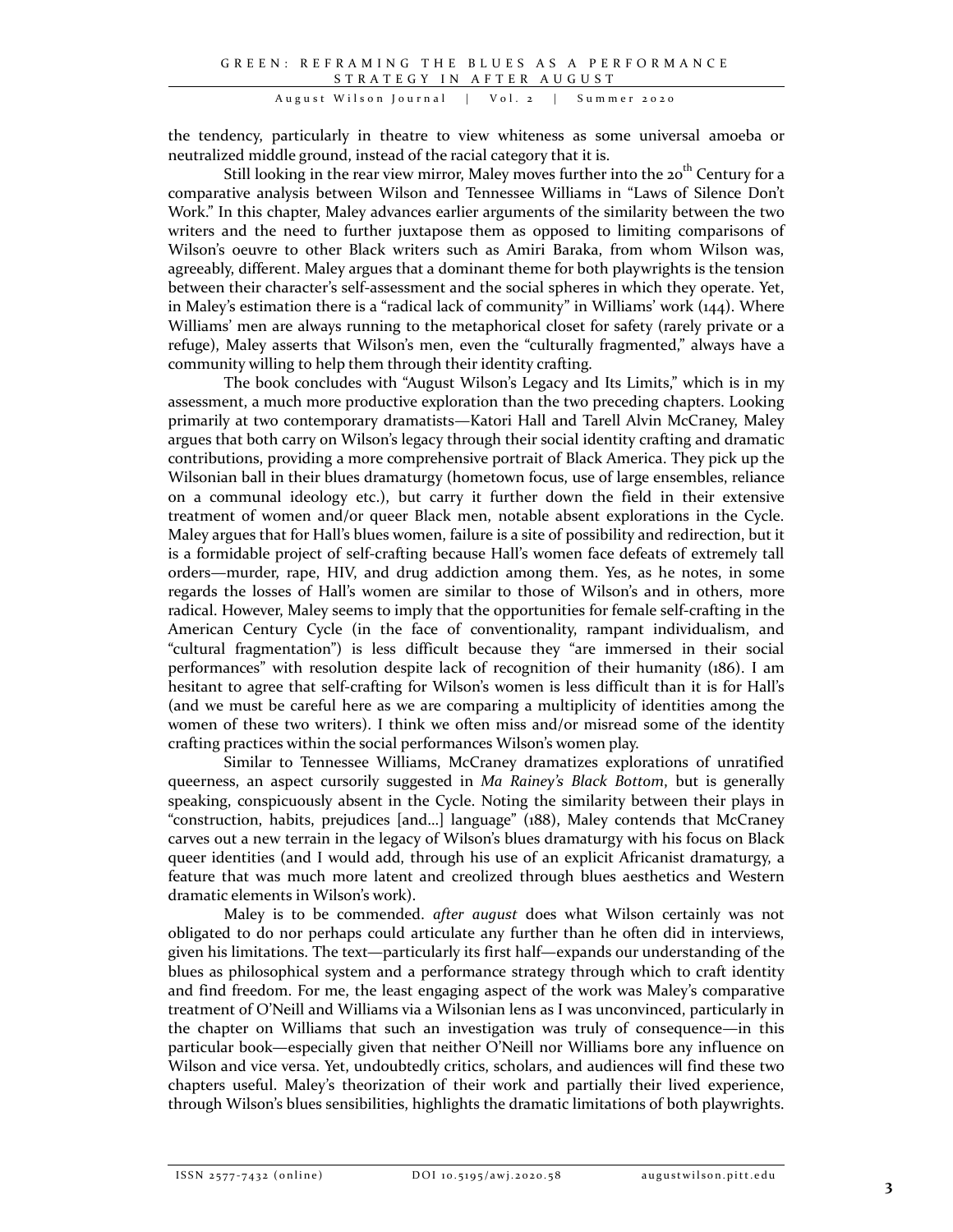the tendency, particularly in theatre to view whiteness as some universal amoeba or neutralized middle ground, instead of the racial category that it is.

Still looking in the rear view mirror, Maley moves further into the 20th Century for a comparative analysis between Wilson and Tennessee Williams in "Laws of Silence Don't Work." In this chapter, Maley advances earlier arguments of the similarity between the two writers and the need to further juxtapose them as opposed to limiting comparisons of Wilson's oeuvre to other Black writers such as Amiri Baraka, from whom Wilson was, agreeably, different. Maley argues that a dominant theme for both playwrights is the tension between their character's self-assessment and the social spheres in which they operate. Yet, in Maley's estimation there is a "radical lack of community" in Williams' work (144). Where Williams' men are always running to the metaphorical closet for safety (rarely private or a refuge), Maley asserts that Wilson's men, even the "culturally fragmented," always have a community willing to help them through their identity crafting.

The book concludes with "August Wilson's Legacy and Its Limits," which is in my assessment, a much more productive exploration than the two preceding chapters. Looking primarily at two contemporary dramatists—Katori Hall and Tarell Alvin McCraney, Maley argues that both carry on Wilson's legacy through their social identity crafting and dramatic contributions, providing a more comprehensive portrait of Black America. They pick up the Wilsonian ball in their blues dramaturgy (hometown focus, use of large ensembles, reliance on a communal ideology etc.), but carry it further down the field in their extensive treatment of women and/or queer Black men, notable absent explorations in the Cycle. Maley argues that for Hall's blues women, failure is a site of possibility and redirection, but it is a formidable project of self-crafting because Hall's women face defeats of extremely tall orders—murder, rape, HIV, and drug addiction among them. Yes, as he notes, in some regards the losses of Hall's women are similar to those of Wilson's and in others, more radical. However, Maley seems to imply that the opportunities for female self-crafting in the American Century Cycle (in the face of conventionality, rampant individualism, and "cultural fragmentation") is less difficult because they "are immersed in their social performances" with resolution despite lack of recognition of their humanity (186). I am hesitant to agree that self-crafting for Wilson's women is less difficult than it is for Hall's (and we must be careful here as we are comparing a multiplicity of identities among the women of these two writers). I think we often miss and/or misread some of the identity crafting practices within the social performances Wilson's women play.

Similar to Tennessee Williams, McCraney dramatizes explorations of unratified queerness, an aspect cursorily suggested in *Ma Rainey's Black Bottom*, but is generally speaking, conspicuously absent in the Cycle. Noting the similarity between their plays in "construction, habits, prejudices [and…] language" (188), Maley contends that McCraney carves out a new terrain in the legacy of Wilson's blues dramaturgy with his focus on Black queer identities (and I would add, through his use of an explicit Africanist dramaturgy, a feature that was much more latent and creolized through blues aesthetics and Western dramatic elements in Wilson's work).

Maley is to be commended. *after august* does what Wilson certainly was not obligated to do nor perhaps could articulate any further than he often did in interviews, given his limitations. The text—particularly its first half—expands our understanding of the blues as philosophical system and a performance strategy through which to craft identity and find freedom. For me, the least engaging aspect of the work was Maley's comparative treatment of O'Neill and Williams via a Wilsonian lens as I was unconvinced, particularly in the chapter on Williams that such an investigation was truly of consequence—in this particular book—especially given that neither O'Neill nor Williams bore any influence on Wilson and vice versa. Yet, undoubtedly critics, scholars, and audiences will find these two chapters useful. Maley's theorization of their work and partially their lived experience, through Wilson's blues sensibilities, highlights the dramatic limitations of both playwrights.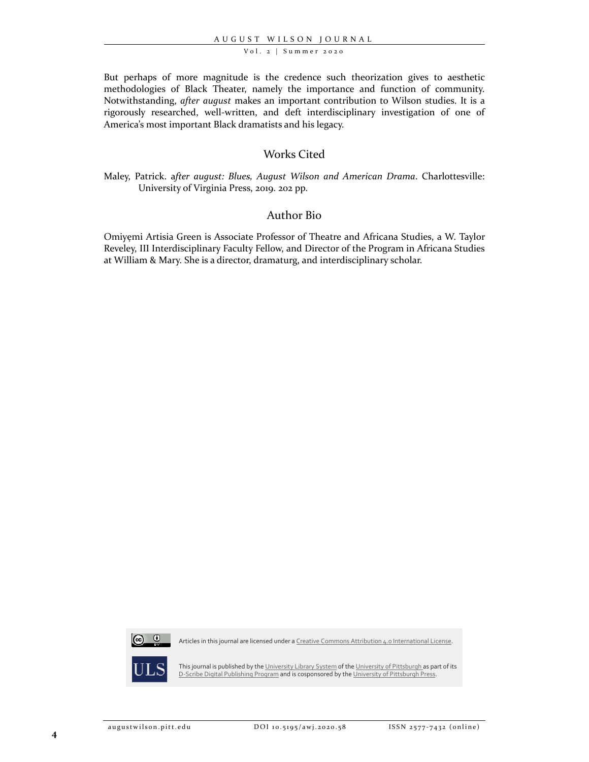But perhaps of more magnitude is the credence such theorization gives to aesthetic methodologies of Black Theater, namely the importance and function of community. Notwithstanding, *after august* makes an important contribution to Wilson studies. It is a rigorously researched, well-written, and deft interdisciplinary investigation of one of America's most important Black dramatists and his legacy.

## Works Cited

Maley, Patrick. a*fter august: Blues, August Wilson and American Drama*. Charlottesville: University of Virginia Press, 2019. 202 pp.

## Author Bio

Omiyẹmi Artisia Green is Associate Professor of Theatre and Africana Studies, a W. Taylor Reveley, III Interdisciplinary Faculty Fellow, and Director of the Program in Africana Studies at William & Mary. She is a director, dramaturg, and interdisciplinary scholar.

Articles in this journal are licensed under a Creative Commons Attribution 4.0 International License.

This journal is published by the University Library System of the University of Pittsburgh as part of its D-Scribe Digital Publishing Program and is cosponsored by the University of Pittsburgh Press.